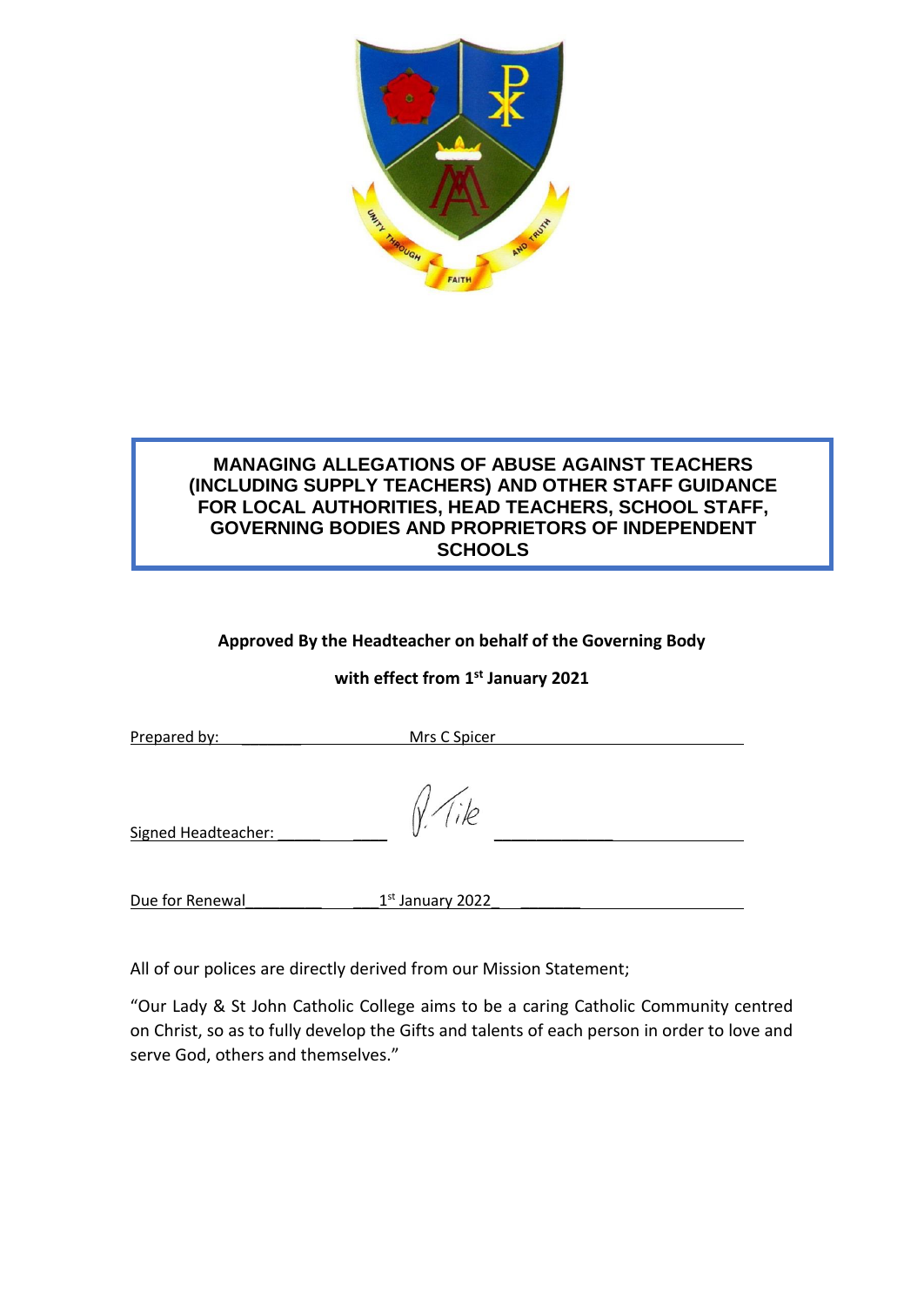# MANAGING ALLEGATIONS OF ABUSE AGAINST TEACHERS (INCLUDING SUPPLY TEACHERS) AND OTHER STAFF GUIDANCE FOR LOCAL AUTHORITIES, HEAD TEACHERS, SCHOOL STAFF, GOVERNING BODIES AND PROPRIETORS OF INDEPENDENT SCHOOLS

**Approved By the Headteacher on behalf of the Governing Body**

**with effect from 1st January 2021**

Prepared by: Mrs C Spicer

Signed Headteacher: P. Tile

Due for Renewal 1st January 2022

All of our polices are directly derived from our Mission Statement;

"Our Lady & St John Catholic College aims to be a caring Catholic Community centred on Christ, so as to fully develop the Gifts and talents of each person in order to love and serve God, others and themselves."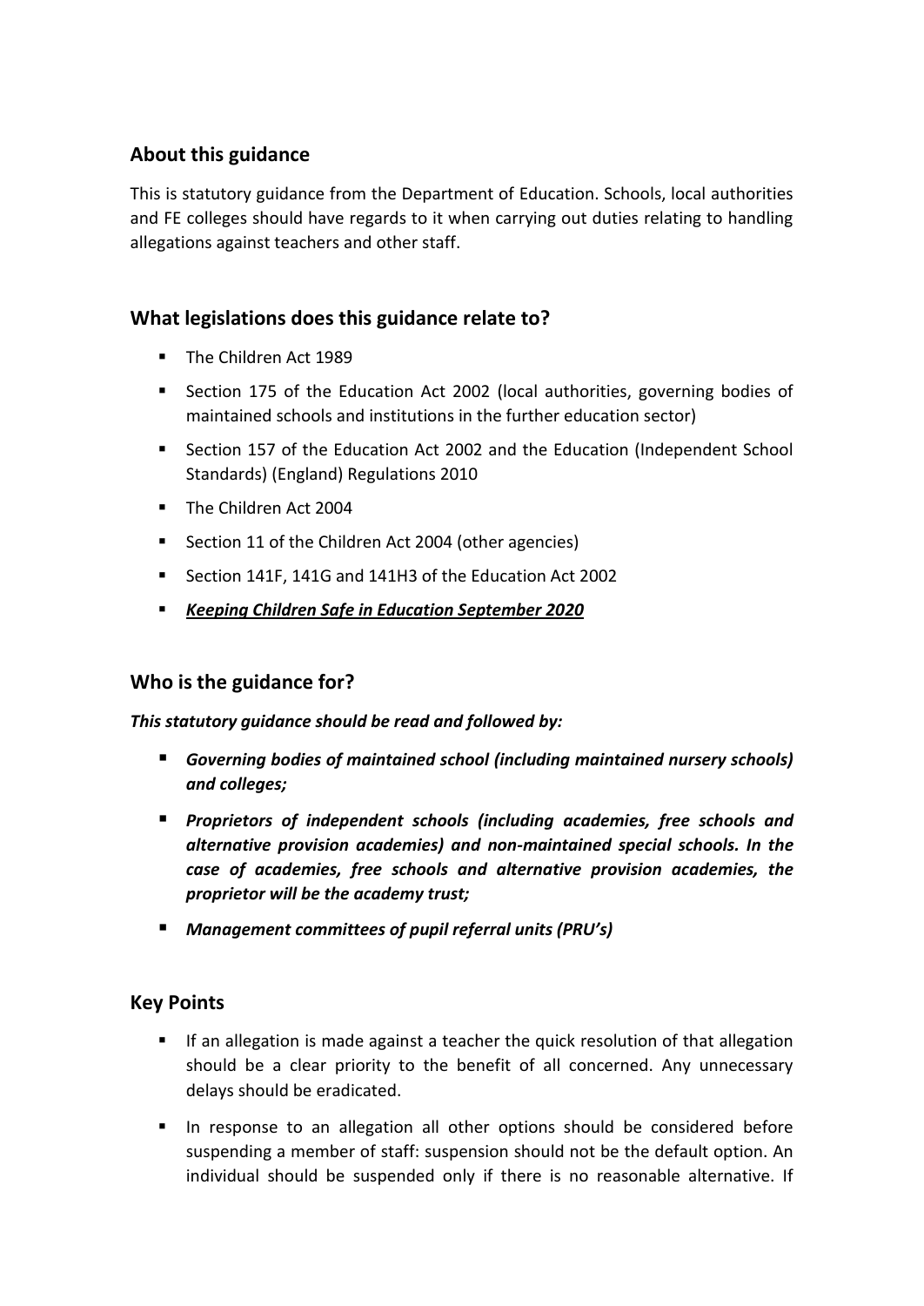## About this guidance

This is statutory guidance from the Department of Education. Schools, local authorities and FE colleges should have regards to it when carrying out duties relating to handling allegations against teachers and other staff.

## What legislations does this guidance relate to?

- The Children Act 1989
- Section 175 of the Education Act 2002 (local authorities, governing bodies of maintained schools and institutions in the further education sector)
- Section 157 of the Education Act 2002 and the Education (Independent School Standards) (England) Regulations 2010
- The Children Act 2004
- Section 11 of the Children Act 2004 (other agencies)
- Section 141F, 141G and 141H3 of the Education Act 2002
- ***Keeping Children Safe in Education September 2020***

## Who is the guidance for?

***This statutory guidance should be read and followed by:***

- ***Governing bodies of maintained school (including maintained nursery schools) and colleges;***
- ***Proprietors of independent schools (including academies, free schools and alternative provision academies) and non-maintained special schools. In the case of academies, free schools and alternative provision academies, the proprietor will be the academy trust;***
- ***Management committees of pupil referral units (PRU's)***

## Key Points

- If an allegation is made against a teacher the quick resolution of that allegation should be a clear priority to the benefit of all concerned. Any unnecessary delays should be eradicated.
- In response to an allegation all other options should be considered before suspending a member of staff: suspension should not be the default option. An individual should be suspended only if there is no reasonable alternative. If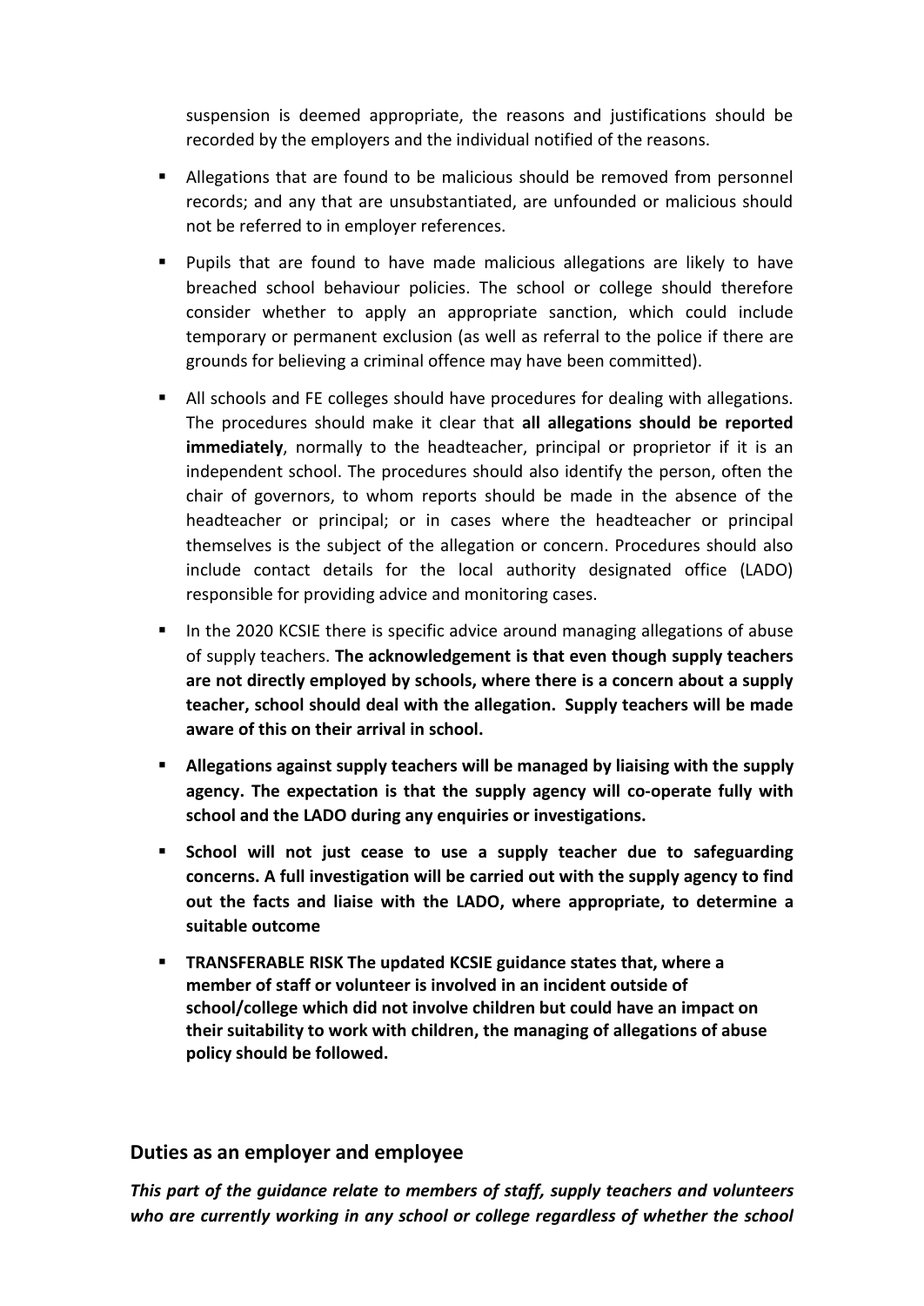suspension is deemed appropriate, the reasons and justifications should be recorded by the employers and the individual notified of the reasons.

- Allegations that are found to be malicious should be removed from personnel records; and any that are unsubstantiated, are unfounded or malicious should not be referred to in employer references.
- Pupils that are found to have made malicious allegations are likely to have breached school behaviour policies. The school or college should therefore consider whether to apply an appropriate sanction, which could include temporary or permanent exclusion (as well as referral to the police if there are grounds for believing a criminal offence may have been committed).
- All schools and FE colleges should have procedures for dealing with allegations. The procedures should make it clear that **all allegations should be reported immediately**, normally to the headteacher, principal or proprietor if it is an independent school. The procedures should also identify the person, often the chair of governors, to whom reports should be made in the absence of the headteacher or principal; or in cases where the headteacher or principal themselves is the subject of the allegation or concern. Procedures should also include contact details for the local authority designated office (LADO) responsible for providing advice and monitoring cases.
- In the 2020 KCSIE there is specific advice around managing allegations of abuse of supply teachers. **The acknowledgement is that even though supply teachers are not directly employed by schools, where there is a concern about a supply teacher, school should deal with the allegation. Supply teachers will be made aware of this on their arrival in school.**
- **Allegations against supply teachers will be managed by liaising with the supply agency. The expectation is that the supply agency will co-operate fully with school and the LADO during any enquiries or investigations.**
- **School will not just cease to use a supply teacher due to safeguarding concerns. A full investigation will be carried out with the supply agency to find out the facts and liaise with the LADO, where appropriate, to determine a suitable outcome**
- **TRANSFERABLE RISK The updated KCSIE guidance states that, where a member of staff or volunteer is involved in an incident outside of school/college which did not involve children but could have an impact on their suitability to work with children, the managing of allegations of abuse policy should be followed.**

## Duties as an employer and employee

***This part of the guidance relate to members of staff, supply teachers and volunteers who are currently working in any school or college regardless of whether the school***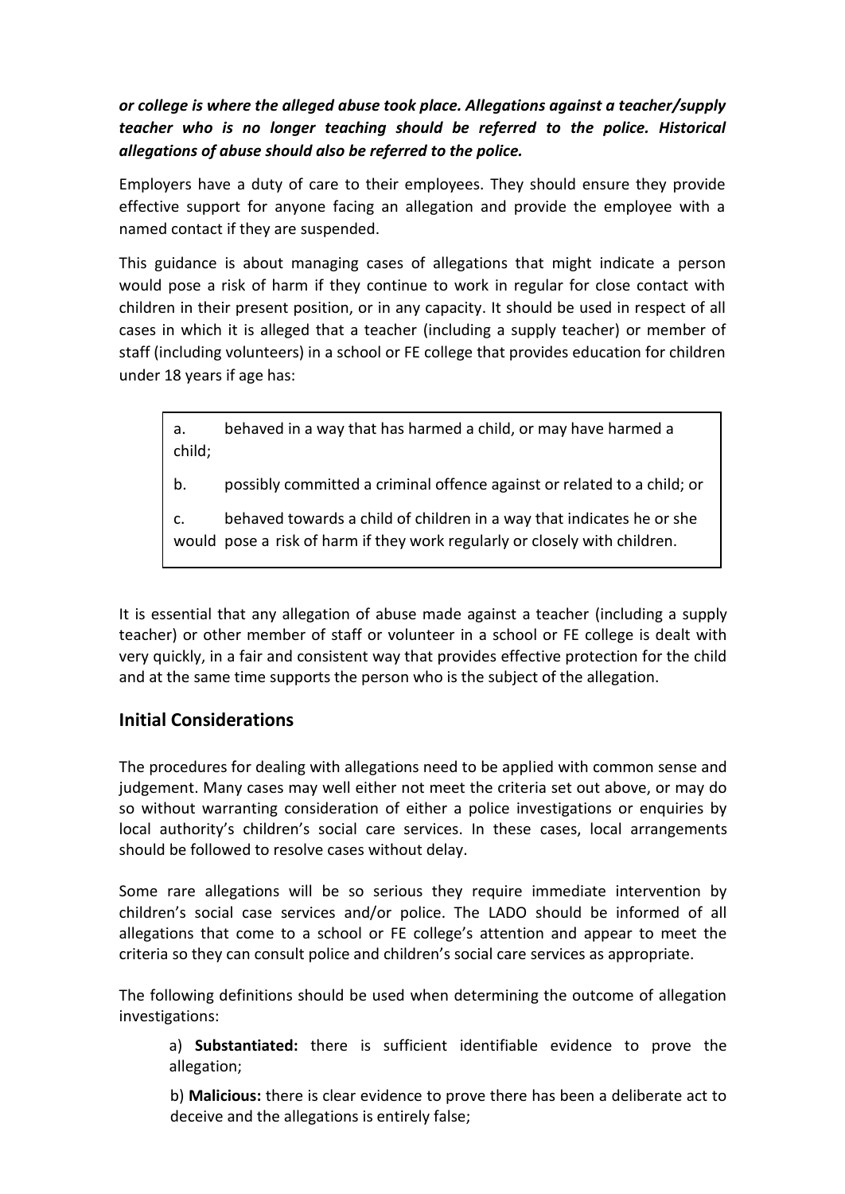***or college is where the alleged abuse took place. Allegations against a teacher/supply teacher who is no longer teaching should be referred to the police. Historical allegations of abuse should also be referred to the police.***

Employers have a duty of care to their employees. They should ensure they provide effective support for anyone facing an allegation and provide the employee with a named contact if they are suspended.

This guidance is about managing cases of allegations that might indicate a person would pose a risk of harm if they continue to work in regular for close contact with children in their present position, or in any capacity. It should be used in respect of all cases in which it is alleged that a teacher (including a supply teacher) or member of staff (including volunteers) in a school or FE college that provides education for children under 18 years if age has:

a. behaved in a way that has harmed a child, or may have harmed a child;

b. possibly committed a criminal offence against or related to a child; or

c. behaved towards a child of children in a way that indicates he or she would pose a risk of harm if they work regularly or closely with children.

It is essential that any allegation of abuse made against a teacher (including a supply teacher) or other member of staff or volunteer in a school or FE college is dealt with very quickly, in a fair and consistent way that provides effective protection for the child and at the same time supports the person who is the subject of the allegation.

## Initial Considerations

The procedures for dealing with allegations need to be applied with common sense and judgement. Many cases may well either not meet the criteria set out above, or may do so without warranting consideration of either a police investigations or enquiries by local authority's children's social care services. In these cases, local arrangements should be followed to resolve cases without delay.

Some rare allegations will be so serious they require immediate intervention by children's social case services and/or police. The LADO should be informed of all allegations that come to a school or FE college's attention and appear to meet the criteria so they can consult police and children's social care services as appropriate.

The following definitions should be used when determining the outcome of allegation investigations:

a) **Substantiated:** there is sufficient identifiable evidence to prove the allegation;

b) **Malicious:** there is clear evidence to prove there has been a deliberate act to deceive and the allegations is entirely false;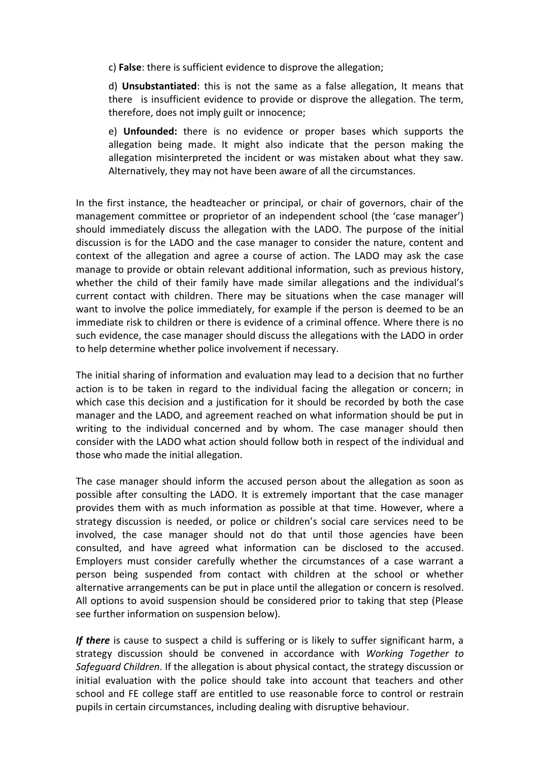c) **False**: there is sufficient evidence to disprove the allegation;

d) **Unsubstantiated**: this is not the same as a false allegation, It means that there is insufficient evidence to provide or disprove the allegation. The term, therefore, does not imply guilt or innocence;

e) **Unfounded:** there is no evidence or proper bases which supports the allegation being made. It might also indicate that the person making the allegation misinterpreted the incident or was mistaken about what they saw. Alternatively, they may not have been aware of all the circumstances.

In the first instance, the headteacher or principal, or chair of governors, chair of the management committee or proprietor of an independent school (the 'case manager') should immediately discuss the allegation with the LADO. The purpose of the initial discussion is for the LADO and the case manager to consider the nature, content and context of the allegation and agree a course of action. The LADO may ask the case manage to provide or obtain relevant additional information, such as previous history, whether the child of their family have made similar allegations and the individual's current contact with children. There may be situations when the case manager will want to involve the police immediately, for example if the person is deemed to be an immediate risk to children or there is evidence of a criminal offence. Where there is no such evidence, the case manager should discuss the allegations with the LADO in order to help determine whether police involvement if necessary.

The initial sharing of information and evaluation may lead to a decision that no further action is to be taken in regard to the individual facing the allegation or concern; in which case this decision and a justification for it should be recorded by both the case manager and the LADO, and agreement reached on what information should be put in writing to the individual concerned and by whom. The case manager should then consider with the LADO what action should follow both in respect of the individual and those who made the initial allegation.

The case manager should inform the accused person about the allegation as soon as possible after consulting the LADO. It is extremely important that the case manager provides them with as much information as possible at that time. However, where a strategy discussion is needed, or police or children's social care services need to be involved, the case manager should not do that until those agencies have been consulted, and have agreed what information can be disclosed to the accused. Employers must consider carefully whether the circumstances of a case warrant a person being suspended from contact with children at the school or whether alternative arrangements can be put in place until the allegation or concern is resolved. All options to avoid suspension should be considered prior to taking that step (Please see further information on suspension below).

***If there*** is cause to suspect a child is suffering or is likely to suffer significant harm, a strategy discussion should be convened in accordance with *Working Together to Safeguard Children*. If the allegation is about physical contact, the strategy discussion or initial evaluation with the police should take into account that teachers and other school and FE college staff are entitled to use reasonable force to control or restrain pupils in certain circumstances, including dealing with disruptive behaviour.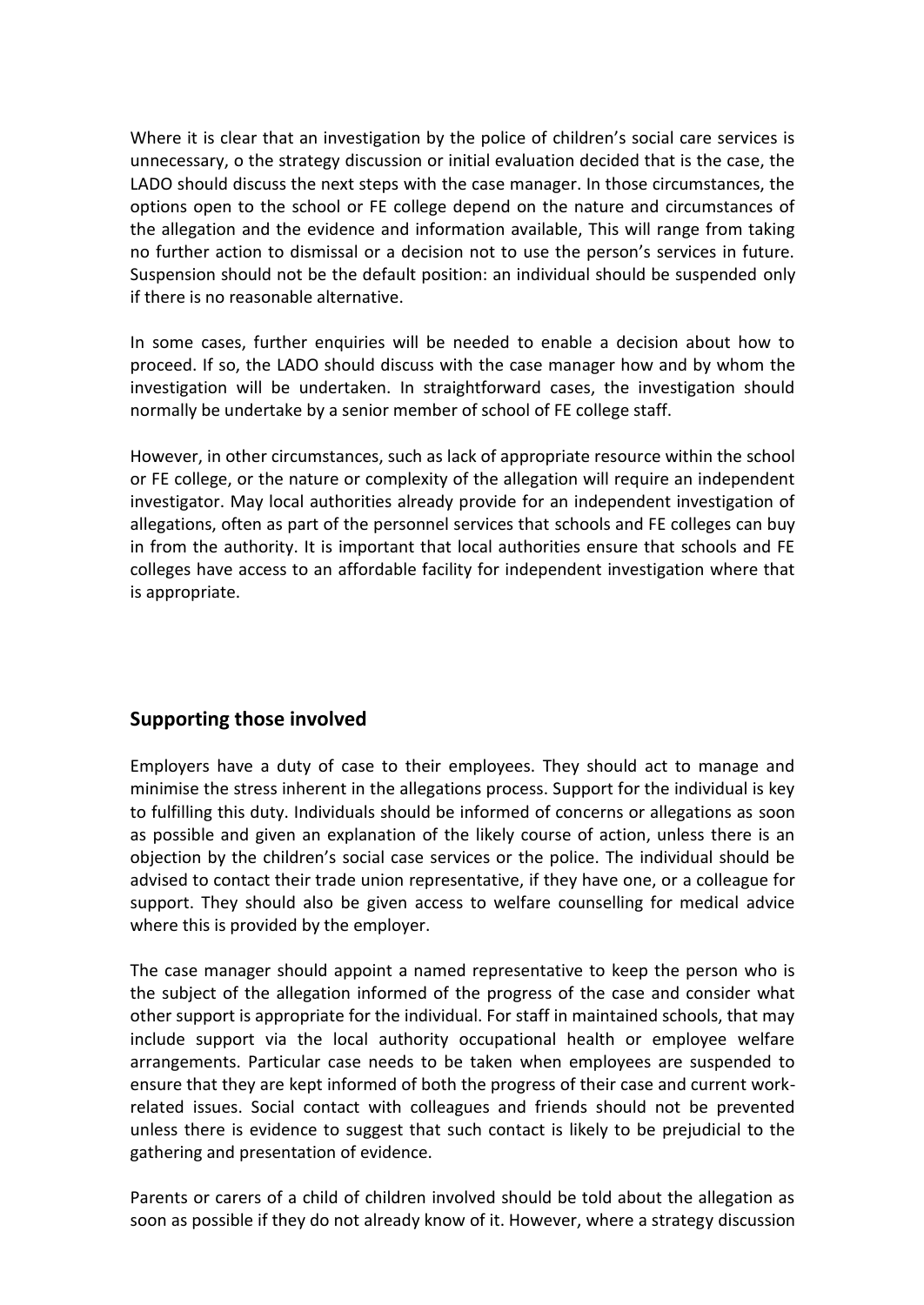Where it is clear that an investigation by the police of children's social care services is unnecessary, o the strategy discussion or initial evaluation decided that is the case, the LADO should discuss the next steps with the case manager. In those circumstances, the options open to the school or FE college depend on the nature and circumstances of the allegation and the evidence and information available, This will range from taking no further action to dismissal or a decision not to use the person's services in future. Suspension should not be the default position: an individual should be suspended only if there is no reasonable alternative.

In some cases, further enquiries will be needed to enable a decision about how to proceed. If so, the LADO should discuss with the case manager how and by whom the investigation will be undertaken. In straightforward cases, the investigation should normally be undertake by a senior member of school of FE college staff.

However, in other circumstances, such as lack of appropriate resource within the school or FE college, or the nature or complexity of the allegation will require an independent investigator. May local authorities already provide for an independent investigation of allegations, often as part of the personnel services that schools and FE colleges can buy in from the authority. It is important that local authorities ensure that schools and FE colleges have access to an affordable facility for independent investigation where that is appropriate.

## Supporting those involved

Employers have a duty of case to their employees. They should act to manage and minimise the stress inherent in the allegations process. Support for the individual is key to fulfilling this duty. Individuals should be informed of concerns or allegations as soon as possible and given an explanation of the likely course of action, unless there is an objection by the children's social case services or the police. The individual should be advised to contact their trade union representative, if they have one, or a colleague for support. They should also be given access to welfare counselling for medical advice where this is provided by the employer.

The case manager should appoint a named representative to keep the person who is the subject of the allegation informed of the progress of the case and consider what other support is appropriate for the individual. For staff in maintained schools, that may include support via the local authority occupational health or employee welfare arrangements. Particular case needs to be taken when employees are suspended to ensure that they are kept informed of both the progress of their case and current work-related issues. Social contact with colleagues and friends should not be prevented unless there is evidence to suggest that such contact is likely to be prejudicial to the gathering and presentation of evidence.

Parents or carers of a child of children involved should be told about the allegation as soon as possible if they do not already know of it. However, where a strategy discussion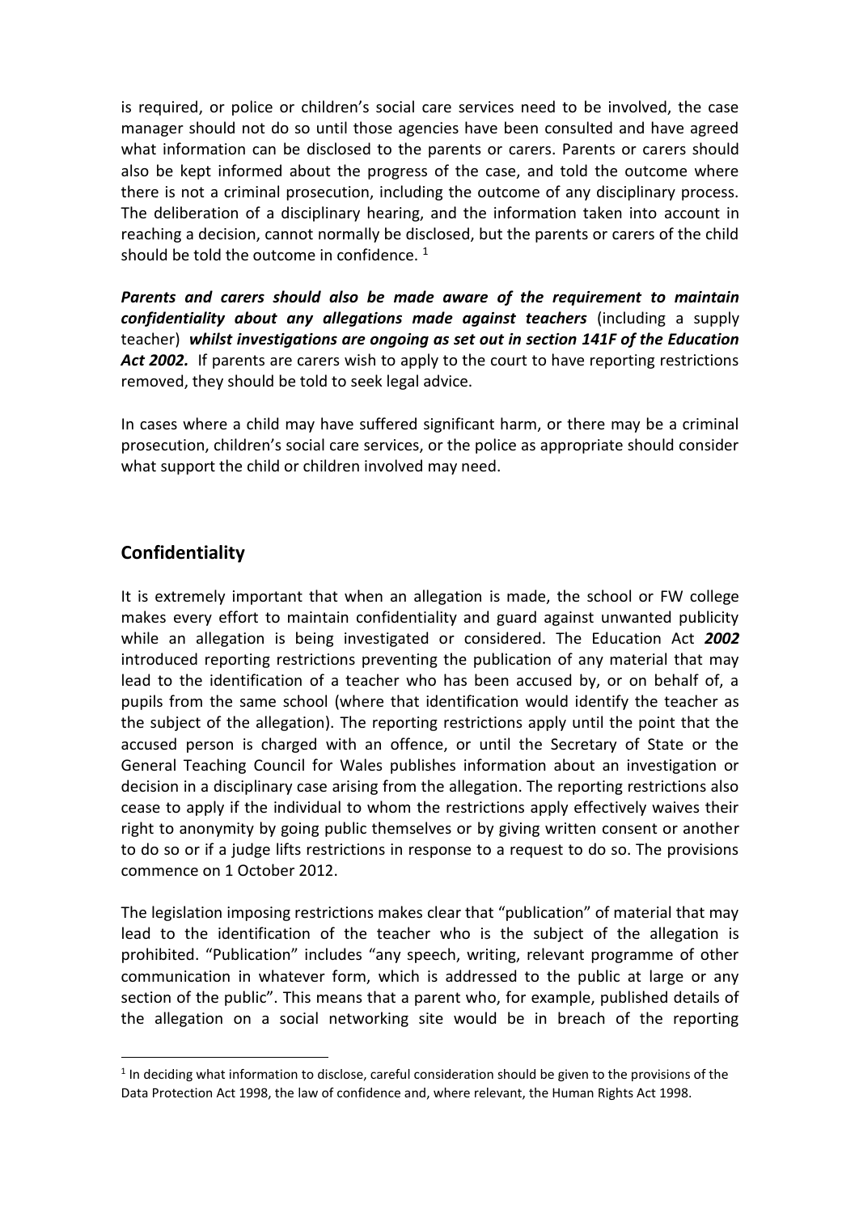is required, or police or children's social care services need to be involved, the case manager should not do so until those agencies have been consulted and have agreed what information can be disclosed to the parents or carers. Parents or carers should also be kept informed about the progress of the case, and told the outcome where there is not a criminal prosecution, including the outcome of any disciplinary process. The deliberation of a disciplinary hearing, and the information taken into account in reaching a decision, cannot normally be disclosed, but the parents or carers of the child should be told the outcome in confidence. [1]

***Parents and carers should also be made aware of the requirement to maintain confidentiality about any allegations made against teachers*** (including a supply teacher) ***whilst investigations are ongoing as set out in section 141F of the Education Act 2002.*** If parents are carers wish to apply to the court to have reporting restrictions removed, they should be told to seek legal advice.

In cases where a child may have suffered significant harm, or there may be a criminal prosecution, children's social care services, or the police as appropriate should consider what support the child or children involved may need.

## Confidentiality

It is extremely important that when an allegation is made, the school or FW college makes every effort to maintain confidentiality and guard against unwanted publicity while an allegation is being investigated or considered. The Education Act ***2002*** introduced reporting restrictions preventing the publication of any material that may lead to the identification of a teacher who has been accused by, or on behalf of, a pupils from the same school (where that identification would identify the teacher as the subject of the allegation). The reporting restrictions apply until the point that the accused person is charged with an offence, or until the Secretary of State or the General Teaching Council for Wales publishes information about an investigation or decision in a disciplinary case arising from the allegation. The reporting restrictions also cease to apply if the individual to whom the restrictions apply effectively waives their right to anonymity by going public themselves or by giving written consent or another to do so or if a judge lifts restrictions in response to a request to do so. The provisions commence on 1 October 2012.

The legislation imposing restrictions makes clear that "publication" of material that may lead to the identification of the teacher who is the subject of the allegation is prohibited. "Publication" includes "any speech, writing, relevant programme of other communication in whatever form, which is addressed to the public at large or any section of the public". This means that a parent who, for example, published details of the allegation on a social networking site would be in breach of the reporting

[1] In deciding what information to disclose, careful consideration should be given to the provisions of the Data Protection Act 1998, the law of confidence and, where relevant, the Human Rights Act 1998.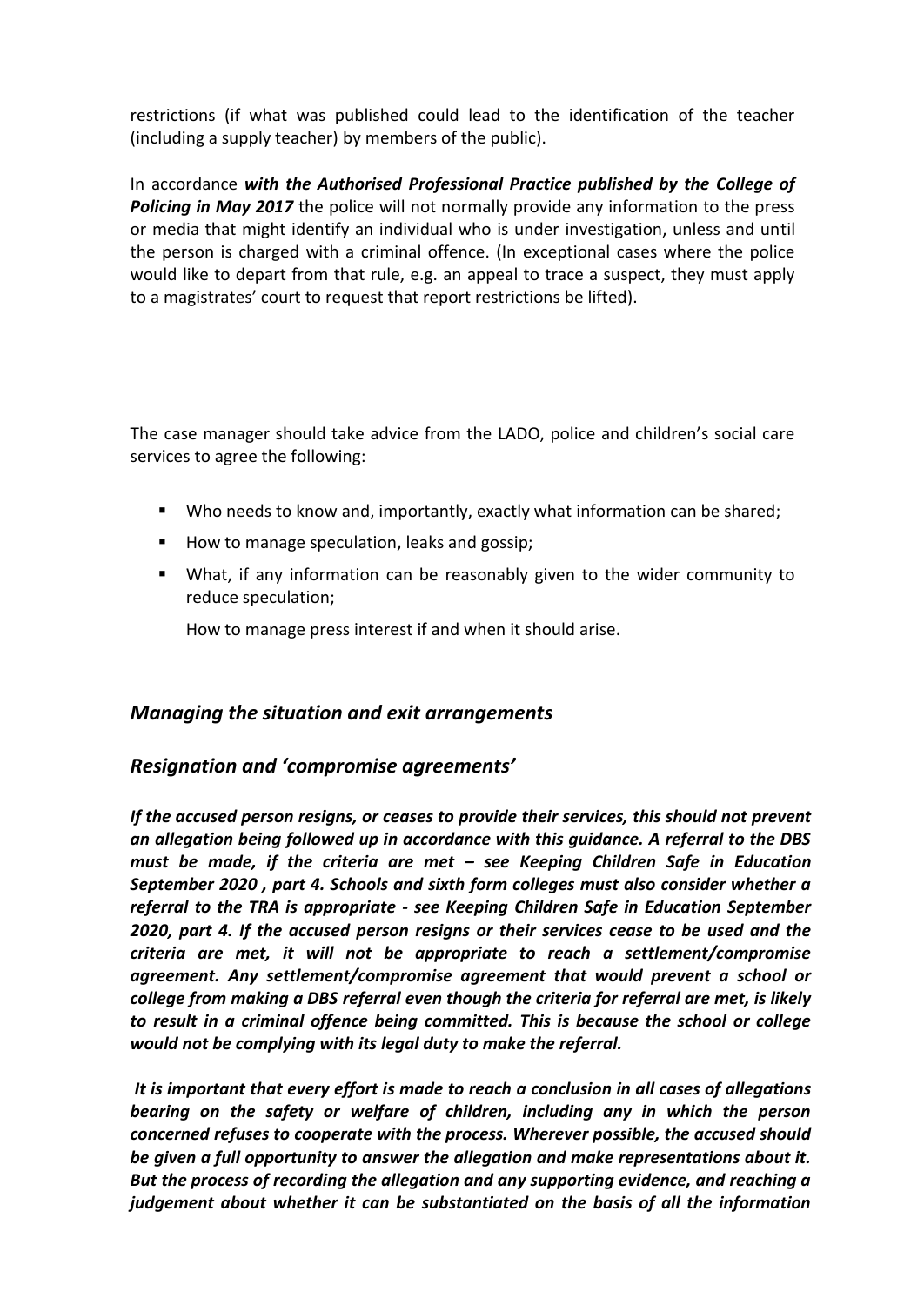restrictions (if what was published could lead to the identification of the teacher (including a supply teacher) by members of the public).

In accordance ***with the Authorised Professional Practice published by the College of Policing in May 2017*** the police will not normally provide any information to the press or media that might identify an individual who is under investigation, unless and until the person is charged with a criminal offence. (In exceptional cases where the police would like to depart from that rule, e.g. an appeal to trace a suspect, they must apply to a magistrates' court to request that report restrictions be lifted).

The case manager should take advice from the LADO, police and children's social care services to agree the following:

- Who needs to know and, importantly, exactly what information can be shared;
- How to manage speculation, leaks and gossip;
- What, if any information can be reasonably given to the wider community to reduce speculation;

  How to manage press interest if and when it should arise.

## *Managing the situation and exit arrangements*

## *Resignation and 'compromise agreements'*

***If the accused person resigns, or ceases to provide their services, this should not prevent an allegation being followed up in accordance with this guidance. A referral to the DBS must be made, if the criteria are met – see Keeping Children Safe in Education September 2020 , part 4. Schools and sixth form colleges must also consider whether a referral to the TRA is appropriate - see Keeping Children Safe in Education September 2020, part 4. If the accused person resigns or their services cease to be used and the criteria are met, it will not be appropriate to reach a settlement/compromise agreement. Any settlement/compromise agreement that would prevent a school or college from making a DBS referral even though the criteria for referral are met, is likely to result in a criminal offence being committed. This is because the school or college would not be complying with its legal duty to make the referral.***

***It is important that every effort is made to reach a conclusion in all cases of allegations bearing on the safety or welfare of children, including any in which the person concerned refuses to cooperate with the process. Wherever possible, the accused should be given a full opportunity to answer the allegation and make representations about it. But the process of recording the allegation and any supporting evidence, and reaching a judgement about whether it can be substantiated on the basis of all the information***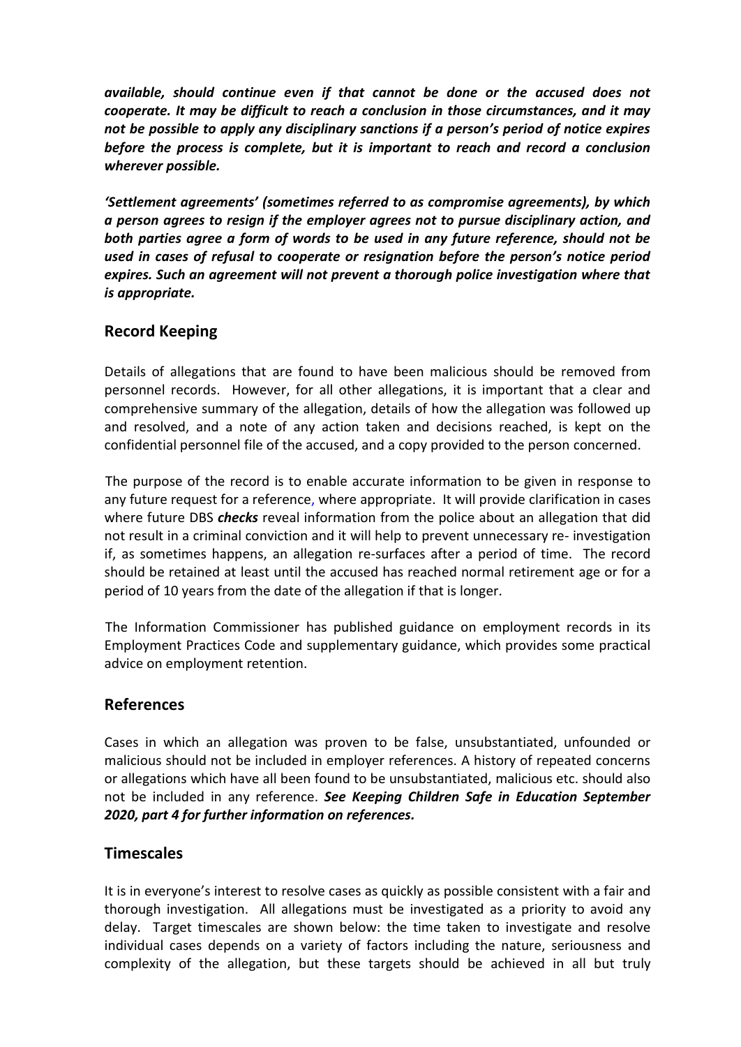***available, should continue even if that cannot be done or the accused does not cooperate. It may be difficult to reach a conclusion in those circumstances, and it may not be possible to apply any disciplinary sanctions if a person's period of notice expires before the process is complete, but it is important to reach and record a conclusion wherever possible.***

***'Settlement agreements' (sometimes referred to as compromise agreements), by which a person agrees to resign if the employer agrees not to pursue disciplinary action, and both parties agree a form of words to be used in any future reference, should not be used in cases of refusal to cooperate or resignation before the person's notice period expires. Such an agreement will not prevent a thorough police investigation where that is appropriate.***

## Record Keeping

Details of allegations that are found to have been malicious should be removed from personnel records. However, for all other allegations, it is important that a clear and comprehensive summary of the allegation, details of how the allegation was followed up and resolved, and a note of any action taken and decisions reached, is kept on the confidential personnel file of the accused, and a copy provided to the person concerned.

The purpose of the record is to enable accurate information to be given in response to any future request for a reference, where appropriate. It will provide clarification in cases where future DBS ***checks*** reveal information from the police about an allegation that did not result in a criminal conviction and it will help to prevent unnecessary re- investigation if, as sometimes happens, an allegation re-surfaces after a period of time. The record should be retained at least until the accused has reached normal retirement age or for a period of 10 years from the date of the allegation if that is longer.

The Information Commissioner has published guidance on employment records in its Employment Practices Code and supplementary guidance, which provides some practical advice on employment retention.

## References

Cases in which an allegation was proven to be false, unsubstantiated, unfounded or malicious should not be included in employer references. A history of repeated concerns or allegations which have all been found to be unsubstantiated, malicious etc. should also not be included in any reference. ***See Keeping Children Safe in Education September 2020, part 4 for further information on references.***

## Timescales

It is in everyone's interest to resolve cases as quickly as possible consistent with a fair and thorough investigation. All allegations must be investigated as a priority to avoid any delay. Target timescales are shown below: the time taken to investigate and resolve individual cases depends on a variety of factors including the nature, seriousness and complexity of the allegation, but these targets should be achieved in all but truly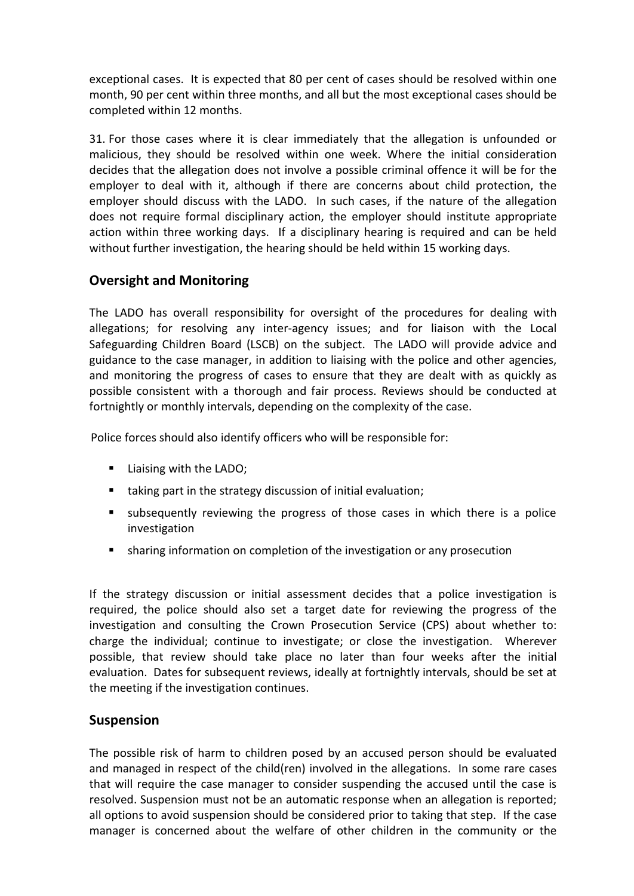exceptional cases. It is expected that 80 per cent of cases should be resolved within one month, 90 per cent within three months, and all but the most exceptional cases should be completed within 12 months.

31. For those cases where it is clear immediately that the allegation is unfounded or malicious, they should be resolved within one week. Where the initial consideration decides that the allegation does not involve a possible criminal offence it will be for the employer to deal with it, although if there are concerns about child protection, the employer should discuss with the LADO. In such cases, if the nature of the allegation does not require formal disciplinary action, the employer should institute appropriate action within three working days. If a disciplinary hearing is required and can be held without further investigation, the hearing should be held within 15 working days.

## Oversight and Monitoring

The LADO has overall responsibility for oversight of the procedures for dealing with allegations; for resolving any inter-agency issues; and for liaison with the Local Safeguarding Children Board (LSCB) on the subject. The LADO will provide advice and guidance to the case manager, in addition to liaising with the police and other agencies, and monitoring the progress of cases to ensure that they are dealt with as quickly as possible consistent with a thorough and fair process. Reviews should be conducted at fortnightly or monthly intervals, depending on the complexity of the case.

Police forces should also identify officers who will be responsible for:

- Liaising with the LADO;
- taking part in the strategy discussion of initial evaluation;
- subsequently reviewing the progress of those cases in which there is a police investigation
- sharing information on completion of the investigation or any prosecution

If the strategy discussion or initial assessment decides that a police investigation is required, the police should also set a target date for reviewing the progress of the investigation and consulting the Crown Prosecution Service (CPS) about whether to: charge the individual; continue to investigate; or close the investigation. Wherever possible, that review should take place no later than four weeks after the initial evaluation. Dates for subsequent reviews, ideally at fortnightly intervals, should be set at the meeting if the investigation continues.

## Suspension

The possible risk of harm to children posed by an accused person should be evaluated and managed in respect of the child(ren) involved in the allegations. In some rare cases that will require the case manager to consider suspending the accused until the case is resolved. Suspension must not be an automatic response when an allegation is reported; all options to avoid suspension should be considered prior to taking that step. If the case manager is concerned about the welfare of other children in the community or the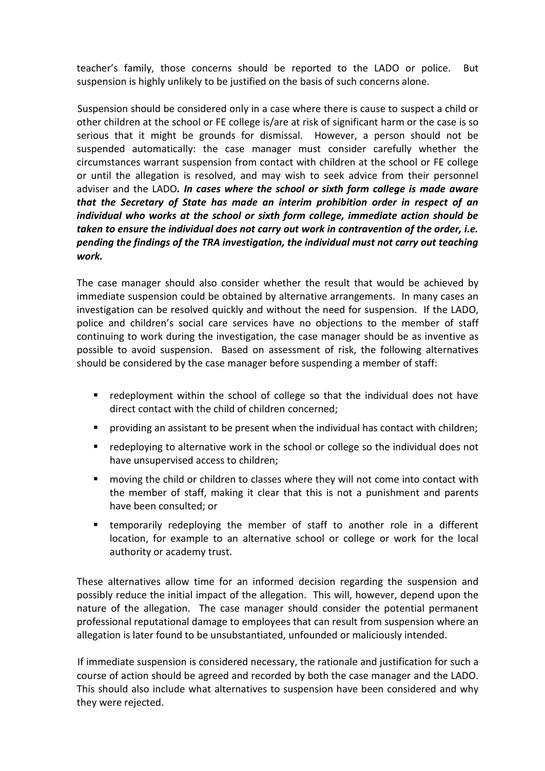teacher's family, those concerns should be reported to the LADO or police. But suspension is highly unlikely to be justified on the basis of such concerns alone.

Suspension should be considered only in a case where there is cause to suspect a child or other children at the school or FE college is/are at risk of significant harm or the case is so serious that it might be grounds for dismissal. However, a person should not be suspended automatically: the case manager must consider carefully whether the circumstances warrant suspension from contact with children at the school or FE college or until the allegation is resolved, and may wish to seek advice from their personnel adviser and the LADO***. In cases where the school or sixth form college is made aware that the Secretary of State has made an interim prohibition order in respect of an individual who works at the school or sixth form college, immediate action should be taken to ensure the individual does not carry out work in contravention of the order, i.e. pending the findings of the TRA investigation, the individual must not carry out teaching work.***

The case manager should also consider whether the result that would be achieved by immediate suspension could be obtained by alternative arrangements. In many cases an investigation can be resolved quickly and without the need for suspension. If the LADO, police and children's social care services have no objections to the member of staff continuing to work during the investigation, the case manager should be as inventive as possible to avoid suspension. Based on assessment of risk, the following alternatives should be considered by the case manager before suspending a member of staff:

- redeployment within the school of college so that the individual does not have direct contact with the child of children concerned;
- providing an assistant to be present when the individual has contact with children;
- redeploying to alternative work in the school or college so the individual does not have unsupervised access to children;
- moving the child or children to classes where they will not come into contact with the member of staff, making it clear that this is not a punishment and parents have been consulted; or
- temporarily redeploying the member of staff to another role in a different location, for example to an alternative school or college or work for the local authority or academy trust.

These alternatives allow time for an informed decision regarding the suspension and possibly reduce the initial impact of the allegation. This will, however, depend upon the nature of the allegation. The case manager should consider the potential permanent professional reputational damage to employees that can result from suspension where an allegation is later found to be unsubstantiated, unfounded or maliciously intended.

If immediate suspension is considered necessary, the rationale and justification for such a course of action should be agreed and recorded by both the case manager and the LADO. This should also include what alternatives to suspension have been considered and why they were rejected.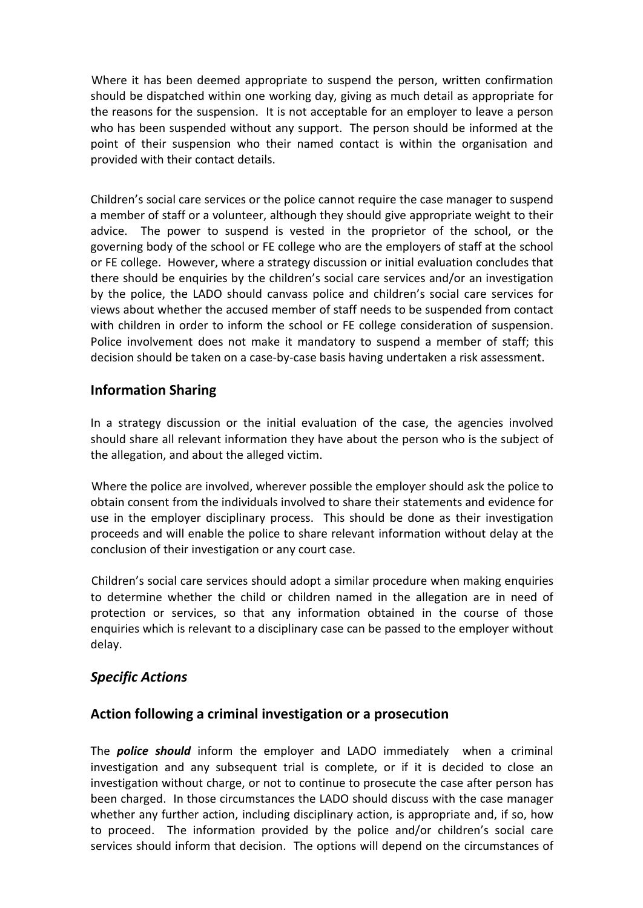Where it has been deemed appropriate to suspend the person, written confirmation should be dispatched within one working day, giving as much detail as appropriate for the reasons for the suspension. It is not acceptable for an employer to leave a person who has been suspended without any support. The person should be informed at the point of their suspension who their named contact is within the organisation and provided with their contact details.

Children's social care services or the police cannot require the case manager to suspend a member of staff or a volunteer, although they should give appropriate weight to their advice. The power to suspend is vested in the proprietor of the school, or the governing body of the school or FE college who are the employers of staff at the school or FE college. However, where a strategy discussion or initial evaluation concludes that there should be enquiries by the children's social care services and/or an investigation by the police, the LADO should canvass police and children's social care services for views about whether the accused member of staff needs to be suspended from contact with children in order to inform the school or FE college consideration of suspension. Police involvement does not make it mandatory to suspend a member of staff; this decision should be taken on a case-by-case basis having undertaken a risk assessment.

## Information Sharing

In a strategy discussion or the initial evaluation of the case, the agencies involved should share all relevant information they have about the person who is the subject of the allegation, and about the alleged victim.

Where the police are involved, wherever possible the employer should ask the police to obtain consent from the individuals involved to share their statements and evidence for use in the employer disciplinary process. This should be done as their investigation proceeds and will enable the police to share relevant information without delay at the conclusion of their investigation or any court case.

Children's social care services should adopt a similar procedure when making enquiries to determine whether the child or children named in the allegation are in need of protection or services, so that any information obtained in the course of those enquiries which is relevant to a disciplinary case can be passed to the employer without delay.

## *Specific Actions*

## Action following a criminal investigation or a prosecution

The ***police should*** inform the employer and LADO immediately when a criminal investigation and any subsequent trial is complete, or if it is decided to close an investigation without charge, or not to continue to prosecute the case after person has been charged. In those circumstances the LADO should discuss with the case manager whether any further action, including disciplinary action, is appropriate and, if so, how to proceed. The information provided by the police and/or children's social care services should inform that decision. The options will depend on the circumstances of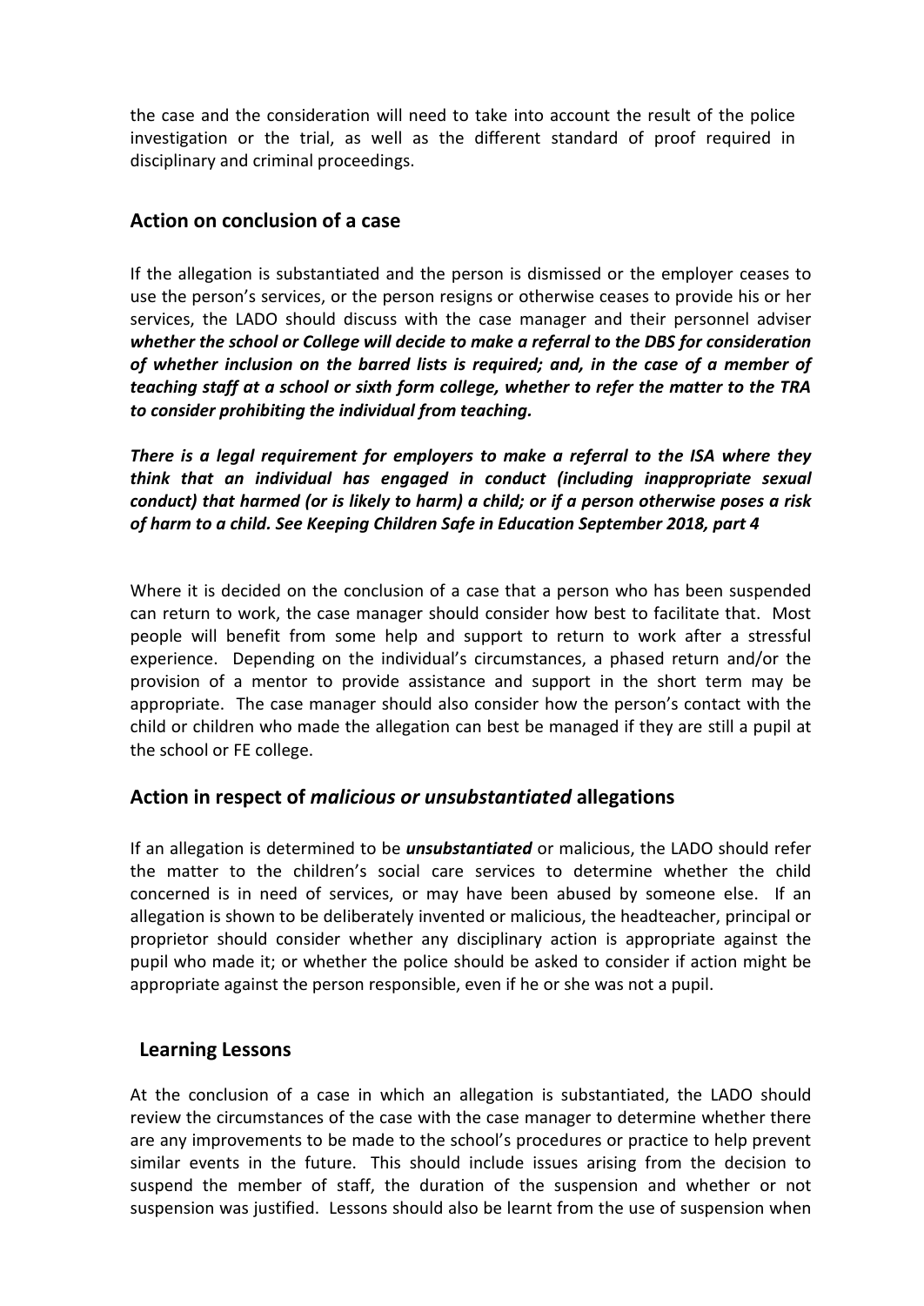the case and the consideration will need to take into account the result of the police investigation or the trial, as well as the different standard of proof required in disciplinary and criminal proceedings.

## Action on conclusion of a case

If the allegation is substantiated and the person is dismissed or the employer ceases to use the person's services, or the person resigns or otherwise ceases to provide his or her services, the LADO should discuss with the case manager and their personnel adviser ***whether the school or College will decide to make a referral to the DBS for consideration of whether inclusion on the barred lists is required; and, in the case of a member of teaching staff at a school or sixth form college, whether to refer the matter to the TRA to consider prohibiting the individual from teaching.***

***There is a legal requirement for employers to make a referral to the ISA where they think that an individual has engaged in conduct (including inappropriate sexual conduct) that harmed (or is likely to harm) a child; or if a person otherwise poses a risk of harm to a child. See Keeping Children Safe in Education September 2018, part 4***

Where it is decided on the conclusion of a case that a person who has been suspended can return to work, the case manager should consider how best to facilitate that. Most people will benefit from some help and support to return to work after a stressful experience. Depending on the individual's circumstances, a phased return and/or the provision of a mentor to provide assistance and support in the short term may be appropriate. The case manager should also consider how the person's contact with the child or children who made the allegation can best be managed if they are still a pupil at the school or FE college.

## Action in respect of *malicious or unsubstantiated* allegations

If an allegation is determined to be ***unsubstantiated*** or malicious, the LADO should refer the matter to the children's social care services to determine whether the child concerned is in need of services, or may have been abused by someone else. If an allegation is shown to be deliberately invented or malicious, the headteacher, principal or proprietor should consider whether any disciplinary action is appropriate against the pupil who made it; or whether the police should be asked to consider if action might be appropriate against the person responsible, even if he or she was not a pupil.

## Learning Lessons

At the conclusion of a case in which an allegation is substantiated, the LADO should review the circumstances of the case with the case manager to determine whether there are any improvements to be made to the school's procedures or practice to help prevent similar events in the future. This should include issues arising from the decision to suspend the member of staff, the duration of the suspension and whether or not suspension was justified. Lessons should also be learnt from the use of suspension when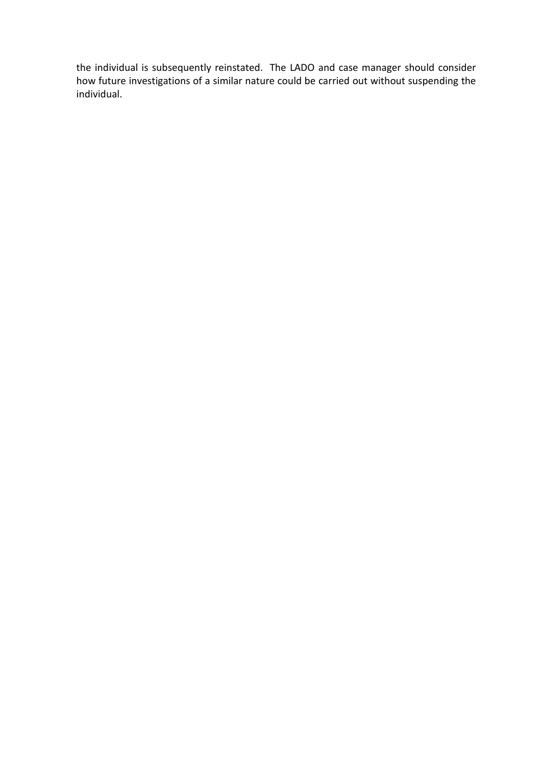the individual is subsequently reinstated. The LADO and case manager should consider how future investigations of a similar nature could be carried out without suspending the individual.